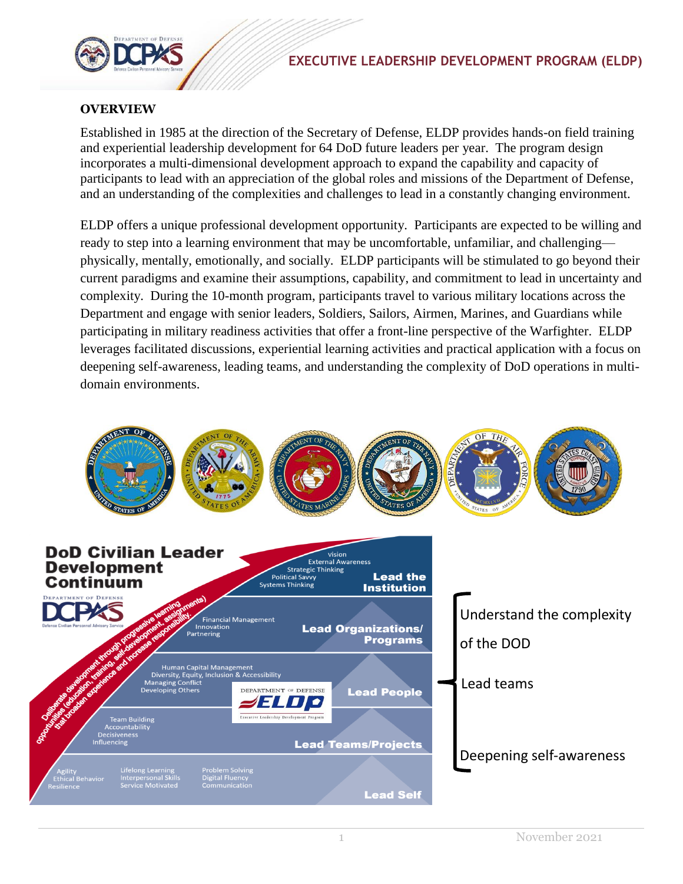# EXECUTIVE LEADERSHIP DEVELOPMENT PROGRAM (ELDP)

## OVERVIEW

Established in 1985 at the direction of the Secretary of Defense, ELDP provides hands-on field training and experiential leadership development for 64 DoD future leaders per year. The program design incorporates a multi-dimensional development approach to expand the capability and capacity of participants to lead with an appreciation of the global roles and missions of the Department of Defense, and an understanding of the complexities and challenges to lead in a constantly changing environment.

ELDP offers a unique professional development opportunity. Participants are expected to be willing and ready to step into a learning environment that may be uncomfortable, unfamiliar, and challenging—physically, mentally, emotionally, and socially. ELDP participants will be stimulated to go beyond their current paradigms and examine their assumptions, capability, and commitment to lead in uncertainty and complexity. During the 10-month program, participants travel to various military locations across the Department and engage with senior leaders, Soldiers, Sailors, Airmen, Marines, and Guardians while participating in military readiness activities that offer a front-line perspective of the Warfighter. ELDP leverages facilitated discussions, experiential learning activities and practical application with a focus on deepening self-awareness, leading teams, and understanding the complexity of DoD operations in multi-domain environments.

**DoD Civilian Leader Development Continuum**

Deliberate development through progressive learning opportunities (education, training, self-development, assignments) that broaden experience and increase responsibility.

- **Lead the Institution**: Vision, External Awareness, Strategic Thinking, Political Savvy, Systems Thinking
- **Lead Organizations/ Programs**: Financial Management, Innovation, Partnering
- **Lead People**: Human Capital Management, Diversity, Equity, Inclusion & Accessibility, Managing Conflict, Developing Others
- **Lead Teams/Projects**: Team Building, Accountability, Decisiveness, Influencing
- **Lead Self**: Agility, Ethical Behavior, Resilience, Lifelong Learning, Interpersonal Skills, Service Motivated, Problem Solving, Digital Fluency, Communication

ELDP:

- Understand the complexity of the DOD
- Lead teams
- Deepening self-awareness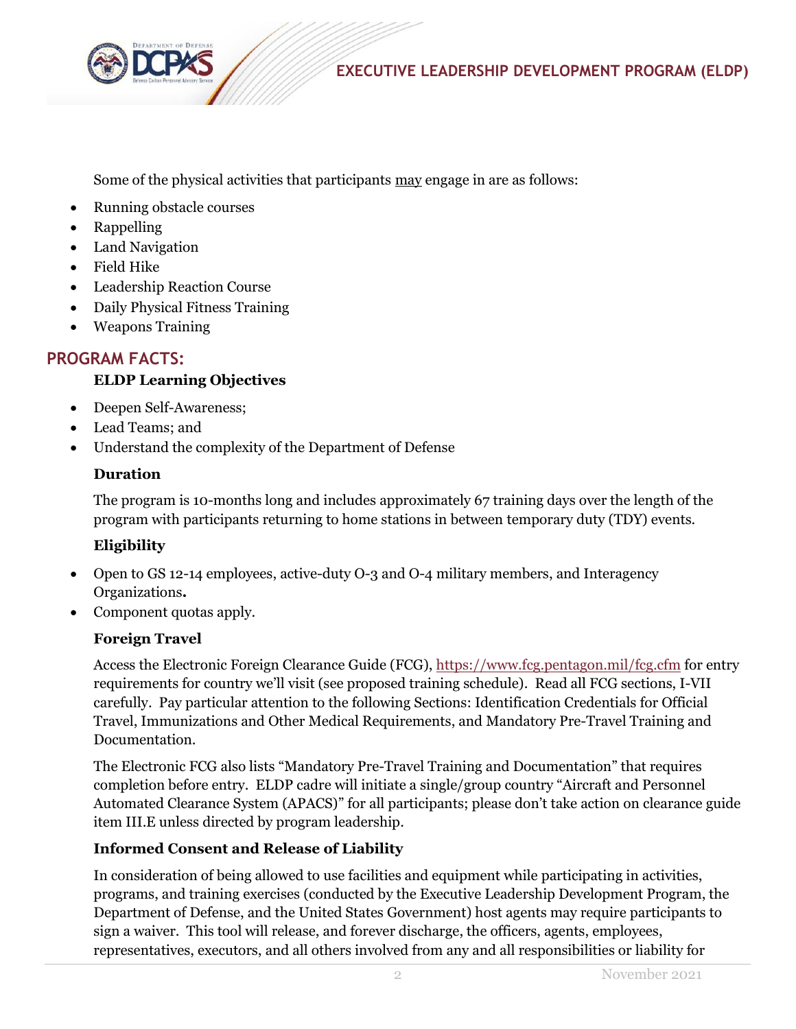Some of the physical activities that participants <u>may</u> engage in are as follows:

- Running obstacle courses
- Rappelling
- Land Navigation
- Field Hike
- Leadership Reaction Course
- Daily Physical Fitness Training
- Weapons Training

## PROGRAM FACTS:

**ELDP Learning Objectives**

- Deepen Self-Awareness;
- Lead Teams; and
- Understand the complexity of the Department of Defense

**Duration**

The program is 10-months long and includes approximately 67 training days over the length of the program with participants returning to home stations in between temporary duty (TDY) events.

**Eligibility**

- Open to GS 12-14 employees, active-duty O-3 and O-4 military members, and Interagency Organizations**.**
- Component quotas apply.

**Foreign Travel**

Access the Electronic Foreign Clearance Guide (FCG), https://www.fcg.pentagon.mil/fcg.cfm for entry requirements for country we'll visit (see proposed training schedule). Read all FCG sections, I-VII carefully. Pay particular attention to the following Sections: Identification Credentials for Official Travel, Immunizations and Other Medical Requirements, and Mandatory Pre-Travel Training and Documentation.

The Electronic FCG also lists "Mandatory Pre-Travel Training and Documentation" that requires completion before entry. ELDP cadre will initiate a single/group country "Aircraft and Personnel Automated Clearance System (APACS)" for all participants; please don't take action on clearance guide item III.E unless directed by program leadership.

**Informed Consent and Release of Liability**

In consideration of being allowed to use facilities and equipment while participating in activities, programs, and training exercises (conducted by the Executive Leadership Development Program, the Department of Defense, and the United States Government) host agents may require participants to sign a waiver. This tool will release, and forever discharge, the officers, agents, employees, representatives, executors, and all others involved from any and all responsibilities or liability for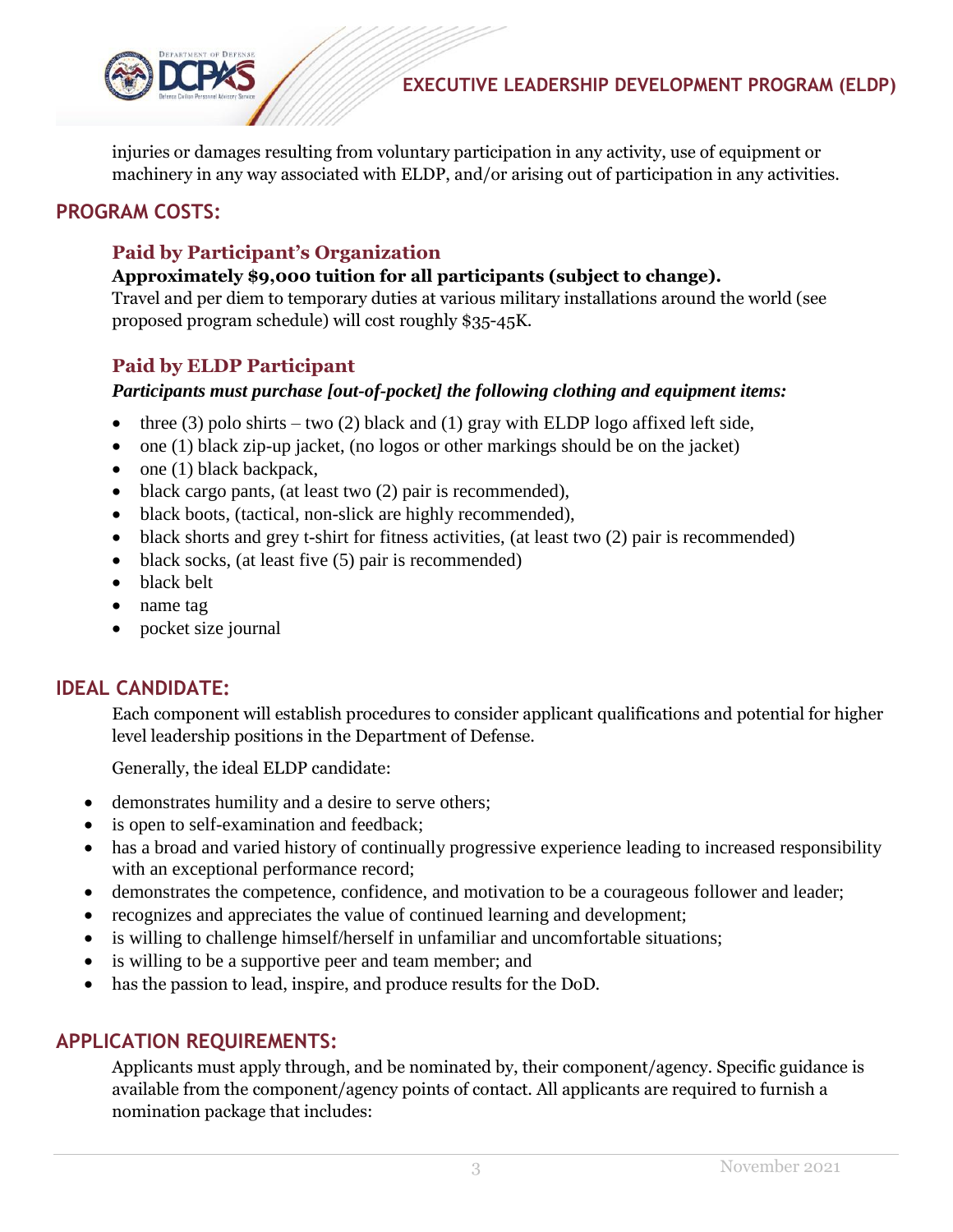injuries or damages resulting from voluntary participation in any activity, use of equipment or machinery in any way associated with ELDP, and/or arising out of participation in any activities.

## PROGRAM COSTS:

### Paid by Participant's Organization

**Approximately $9,000 tuition for all participants (subject to change).**

Travel and per diem to temporary duties at various military installations around the world (see proposed program schedule) will cost roughly $35-45K.

### Paid by ELDP Participant

***Participants must purchase [out-of-pocket] the following clothing and equipment items:***

- three (3) polo shirts – two (2) black and (1) gray with ELDP logo affixed left side,
- one (1) black zip-up jacket, (no logos or other markings should be on the jacket)
- one (1) black backpack,
- black cargo pants, (at least two (2) pair is recommended),
- black boots, (tactical, non-slick are highly recommended),
- black shorts and grey t-shirt for fitness activities, (at least two (2) pair is recommended)
- black socks, (at least five (5) pair is recommended)
- black belt
- name tag
- pocket size journal

## IDEAL CANDIDATE:

Each component will establish procedures to consider applicant qualifications and potential for higher level leadership positions in the Department of Defense.

Generally, the ideal ELDP candidate:

- demonstrates humility and a desire to serve others;
- is open to self-examination and feedback;
- has a broad and varied history of continually progressive experience leading to increased responsibility with an exceptional performance record;
- demonstrates the competence, confidence, and motivation to be a courageous follower and leader;
- recognizes and appreciates the value of continued learning and development;
- is willing to challenge himself/herself in unfamiliar and uncomfortable situations;
- is willing to be a supportive peer and team member; and
- has the passion to lead, inspire, and produce results for the DoD.

## APPLICATION REQUIREMENTS:

Applicants must apply through, and be nominated by, their component/agency. Specific guidance is available from the component/agency points of contact. All applicants are required to furnish a nomination package that includes: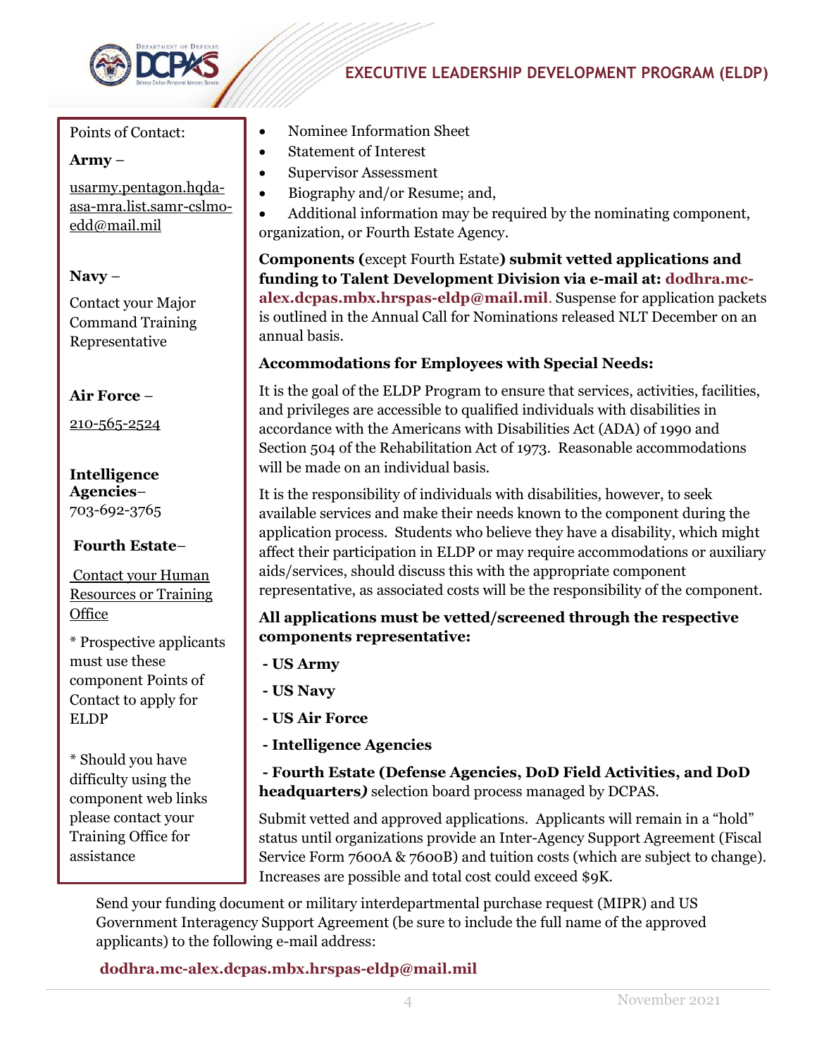Points of Contact:

**Army** –

usarmy.pentagon.hqda-asa-mra.list.samr-cslmo-edd@mail.mil

**Navy** –

Contact your Major Command Training Representative

**Air Force** –

210-565-2524

**Intelligence Agencies**–
703-692-3765

**Fourth Estate**–

Contact your Human Resources or Training Office

* Prospective applicants must use these component Points of Contact to apply for ELDP

* Should you have difficulty using the component web links please contact your Training Office for assistance

- Nominee Information Sheet
- Statement of Interest
- Supervisor Assessment
- Biography and/or Resume; and,
- Additional information may be required by the nominating component, organization, or Fourth Estate Agency.

**Components (**except Fourth Estate**) submit vetted applications and funding to Talent Development Division via e-mail at: dodhra.mc-alex.dcpas.mbx.hrspas-eldp@mail.mil**. Suspense for application packets is outlined in the Annual Call for Nominations released NLT December on an annual basis.

**Accommodations for Employees with Special Needs:**

It is the goal of the ELDP Program to ensure that services, activities, facilities, and privileges are accessible to qualified individuals with disabilities in accordance with the Americans with Disabilities Act (ADA) of 1990 and Section 504 of the Rehabilitation Act of 1973. Reasonable accommodations will be made on an individual basis.

It is the responsibility of individuals with disabilities, however, to seek available services and make their needs known to the component during the application process. Students who believe they have a disability, which might affect their participation in ELDP or may require accommodations or auxiliary aids/services, should discuss this with the appropriate component representative, as associated costs will be the responsibility of the component.

**All applications must be vetted/screened through the respective components representative:**

**- US Army**

**- US Navy**

**- US Air Force**

**- Intelligence Agencies**

**- Fourth Estate (Defense Agencies, DoD Field Activities, and DoD headquarters*)*** selection board process managed by DCPAS.

Submit vetted and approved applications. Applicants will remain in a "hold" status until organizations provide an Inter-Agency Support Agreement (Fiscal Service Form 7600A & 7600B) and tuition costs (which are subject to change). Increases are possible and total cost could exceed $9K.

Send your funding document or military interdepartmental purchase request (MIPR) and US Government Interagency Support Agreement (be sure to include the full name of the approved applicants) to the following e-mail address:

**dodhra.mc-alex.dcpas.mbx.hrspas-eldp@mail.mil**